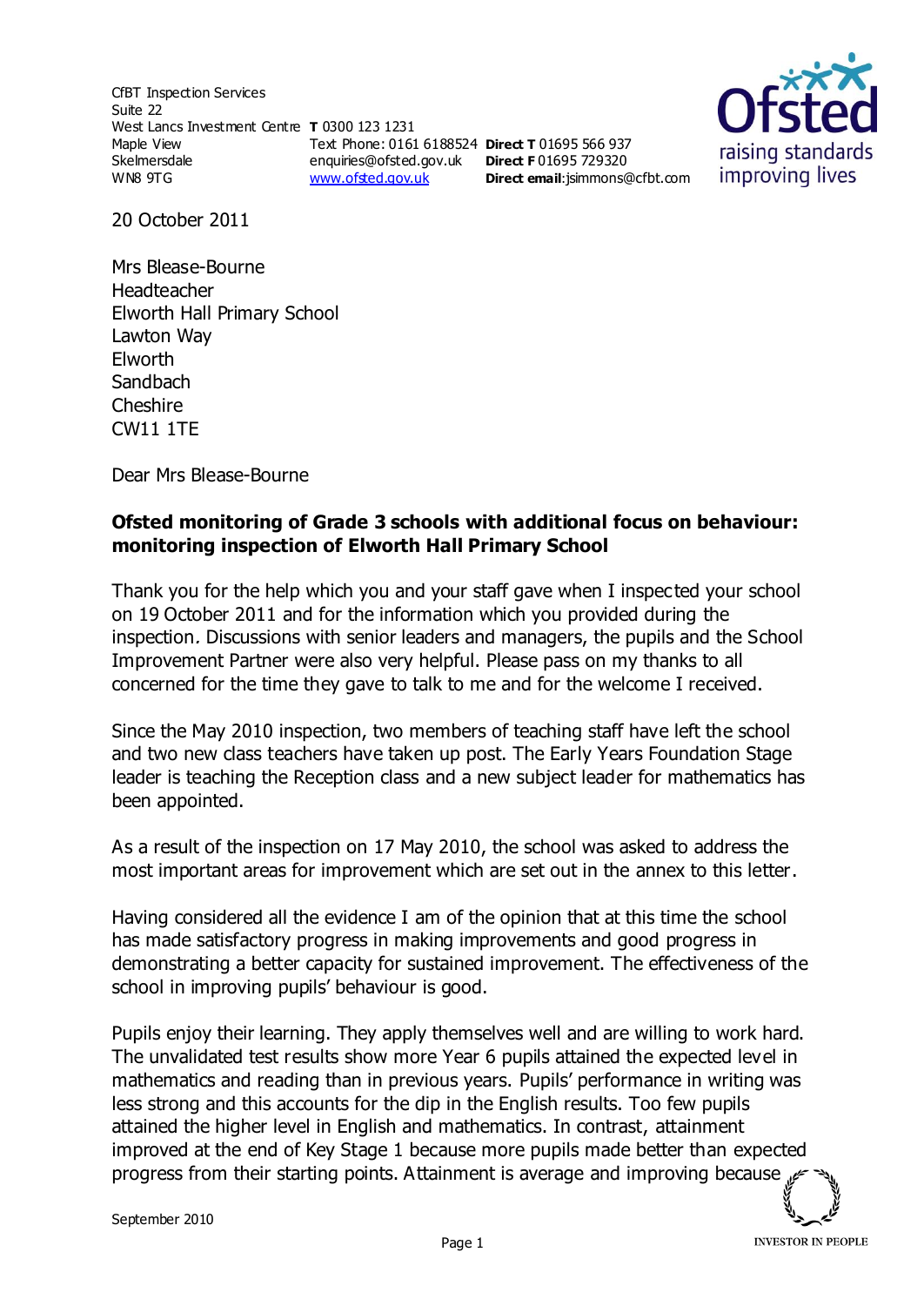CfBT Inspection Services
Suite 22
West Lancs Investment Centre
Maple View
Skelmersdale
WN8 9TG

**T** 0300 123 1231
Text Phone: 0161 6188524
enquiries@ofsted.gov.uk
www.ofsted.gov.uk

**Direct T** 01695 566 937
**Direct F** 01695 729320
**Direct email**:jsimmons@cfbt.com

20 October 2011

Mrs Blease-Bourne
Headteacher
Elworth Hall Primary School
Lawton Way
Elworth
Sandbach
Cheshire
CW11 1TE

Dear Mrs Blease-Bourne

**Ofsted monitoring of Grade 3 schools with additional focus on behaviour: monitoring inspection of Elworth Hall Primary School**

Thank you for the help which you and your staff gave when I inspected your school on 19 October 2011 and for the information which you provided during the inspection. Discussions with senior leaders and managers, the pupils and the School Improvement Partner were also very helpful. Please pass on my thanks to all concerned for the time they gave to talk to me and for the welcome I received.

Since the May 2010 inspection, two members of teaching staff have left the school and two new class teachers have taken up post. The Early Years Foundation Stage leader is teaching the Reception class and a new subject leader for mathematics has been appointed.

As a result of the inspection on 17 May 2010, the school was asked to address the most important areas for improvement which are set out in the annex to this letter.

Having considered all the evidence I am of the opinion that at this time the school has made satisfactory progress in making improvements and good progress in demonstrating a better capacity for sustained improvement. The effectiveness of the school in improving pupils' behaviour is good.

Pupils enjoy their learning. They apply themselves well and are willing to work hard. The unvalidated test results show more Year 6 pupils attained the expected level in mathematics and reading than in previous years. Pupils' performance in writing was less strong and this accounts for the dip in the English results. Too few pupils attained the higher level in English and mathematics. In contrast, attainment improved at the end of Key Stage 1 because more pupils made better than expected progress from their starting points. Attainment is average and improving because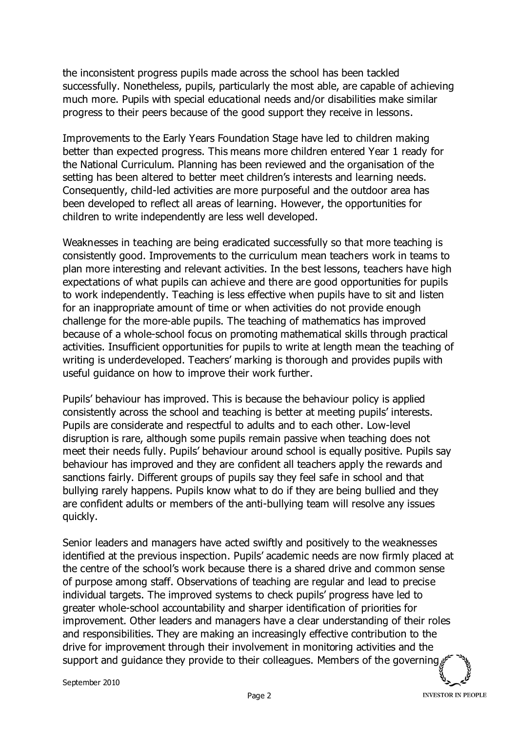the inconsistent progress pupils made across the school has been tackled successfully. Nonetheless, pupils, particularly the most able, are capable of achieving much more. Pupils with special educational needs and/or disabilities make similar progress to their peers because of the good support they receive in lessons.

Improvements to the Early Years Foundation Stage have led to children making better than expected progress. This means more children entered Year 1 ready for the National Curriculum. Planning has been reviewed and the organisation of the setting has been altered to better meet children's interests and learning needs. Consequently, child-led activities are more purposeful and the outdoor area has been developed to reflect all areas of learning. However, the opportunities for children to write independently are less well developed.

Weaknesses in teaching are being eradicated successfully so that more teaching is consistently good. Improvements to the curriculum mean teachers work in teams to plan more interesting and relevant activities. In the best lessons, teachers have high expectations of what pupils can achieve and there are good opportunities for pupils to work independently. Teaching is less effective when pupils have to sit and listen for an inappropriate amount of time or when activities do not provide enough challenge for the more-able pupils. The teaching of mathematics has improved because of a whole-school focus on promoting mathematical skills through practical activities. Insufficient opportunities for pupils to write at length mean the teaching of writing is underdeveloped. Teachers' marking is thorough and provides pupils with useful guidance on how to improve their work further.

Pupils' behaviour has improved. This is because the behaviour policy is applied consistently across the school and teaching is better at meeting pupils' interests. Pupils are considerate and respectful to adults and to each other. Low-level disruption is rare, although some pupils remain passive when teaching does not meet their needs fully. Pupils' behaviour around school is equally positive. Pupils say behaviour has improved and they are confident all teachers apply the rewards and sanctions fairly. Different groups of pupils say they feel safe in school and that bullying rarely happens. Pupils know what to do if they are being bullied and they are confident adults or members of the anti-bullying team will resolve any issues quickly.

Senior leaders and managers have acted swiftly and positively to the weaknesses identified at the previous inspection. Pupils' academic needs are now firmly placed at the centre of the school's work because there is a shared drive and common sense of purpose among staff. Observations of teaching are regular and lead to precise individual targets. The improved systems to check pupils' progress have led to greater whole-school accountability and sharper identification of priorities for improvement. Other leaders and managers have a clear understanding of their roles and responsibilities. They are making an increasingly effective contribution to the drive for improvement through their involvement in monitoring activities and the support and guidance they provide to their colleagues. Members of the governing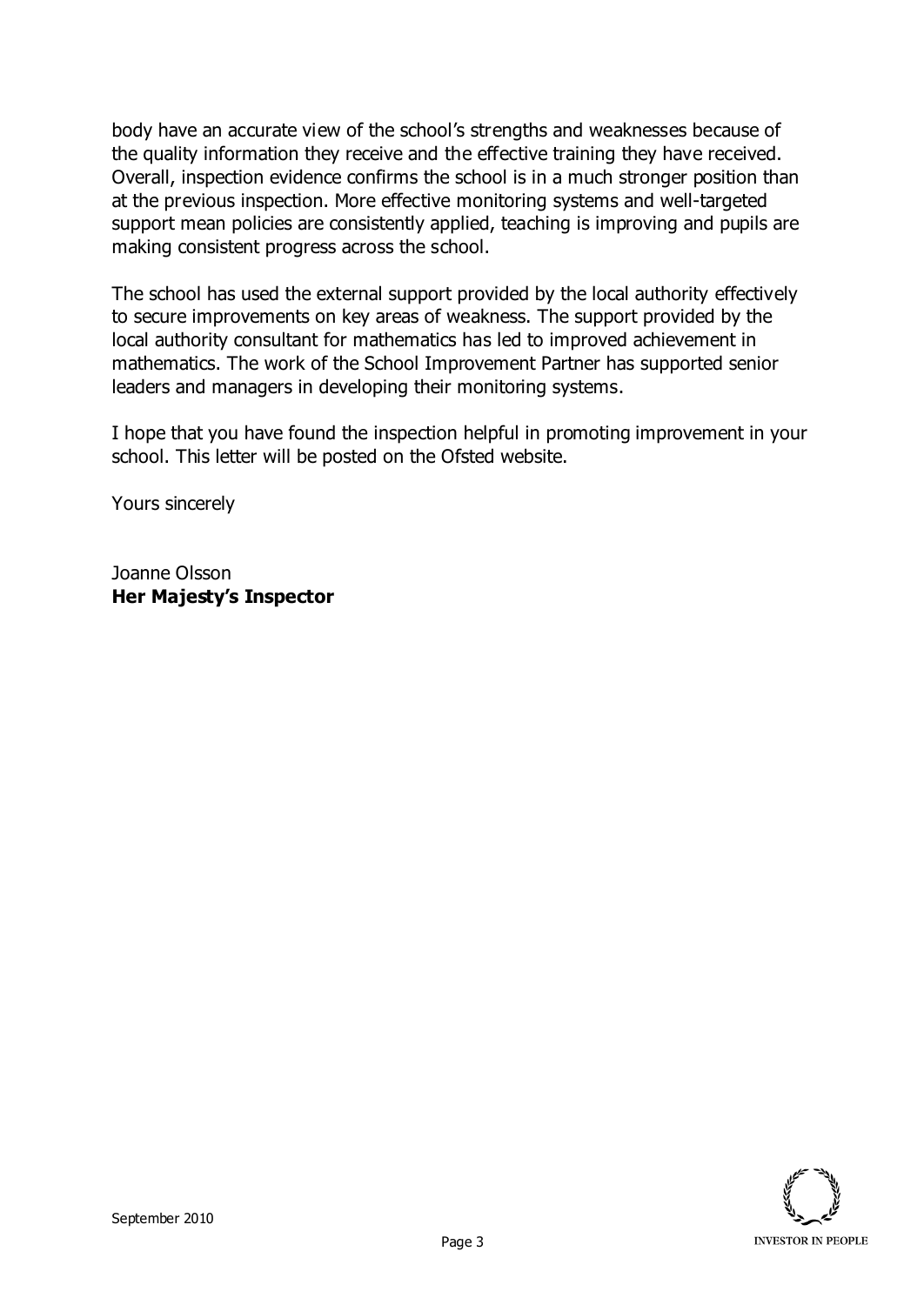body have an accurate view of the school's strengths and weaknesses because of the quality information they receive and the effective training they have received. Overall, inspection evidence confirms the school is in a much stronger position than at the previous inspection. More effective monitoring systems and well-targeted support mean policies are consistently applied, teaching is improving and pupils are making consistent progress across the school.

The school has used the external support provided by the local authority effectively to secure improvements on key areas of weakness. The support provided by the local authority consultant for mathematics has led to improved achievement in mathematics. The work of the School Improvement Partner has supported senior leaders and managers in developing their monitoring systems.

I hope that you have found the inspection helpful in promoting improvement in your school. This letter will be posted on the Ofsted website.

Yours sincerely

Joanne Olsson
**Her Majesty's Inspector**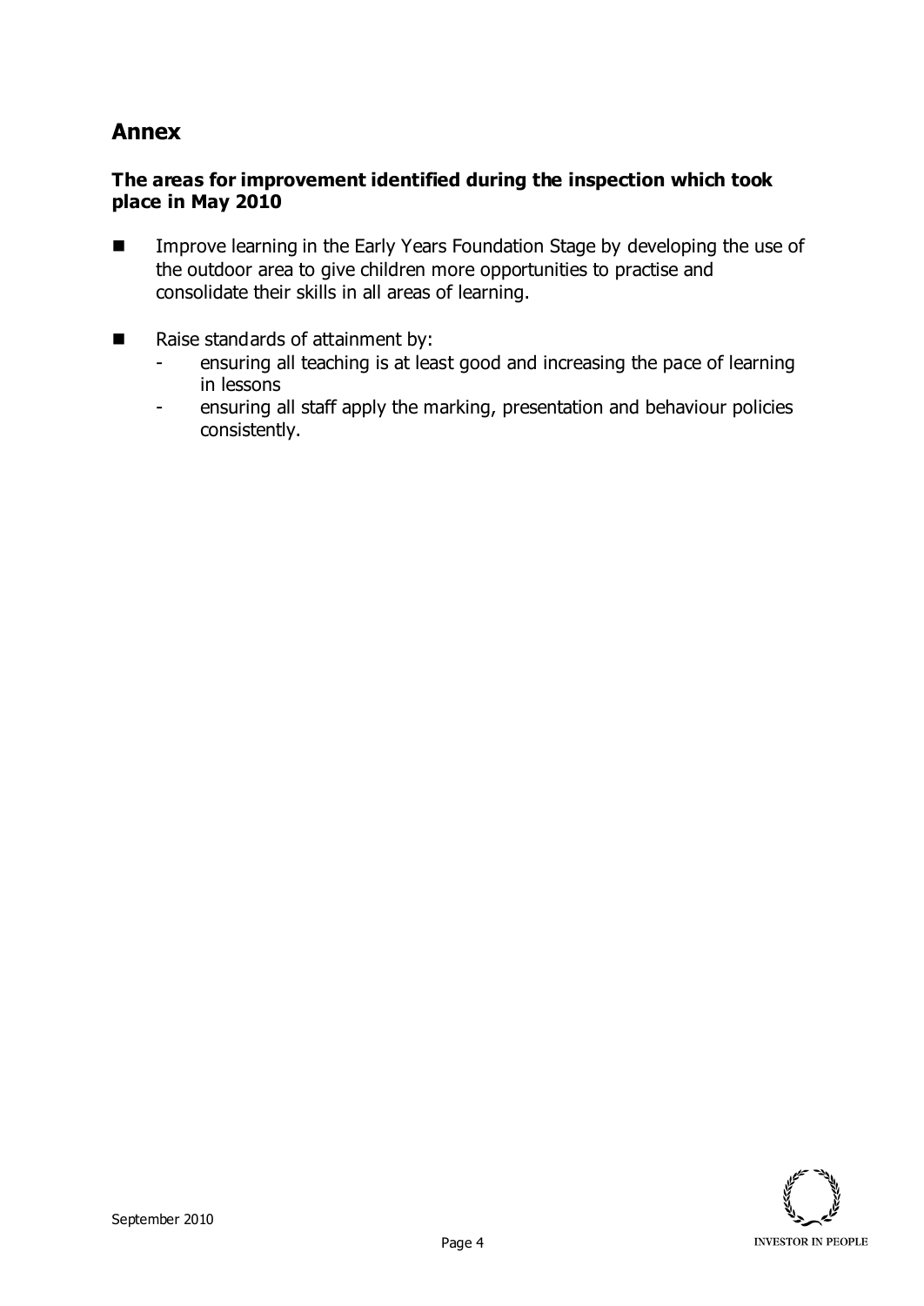## Annex

### The areas for improvement identified during the inspection which took place in May 2010

- Improve learning in the Early Years Foundation Stage by developing the use of the outdoor area to give children more opportunities to practise and consolidate their skills in all areas of learning.

- Raise standards of attainment by:
  - ensuring all teaching is at least good and increasing the pace of learning in lessons
  - ensuring all staff apply the marking, presentation and behaviour policies consistently.